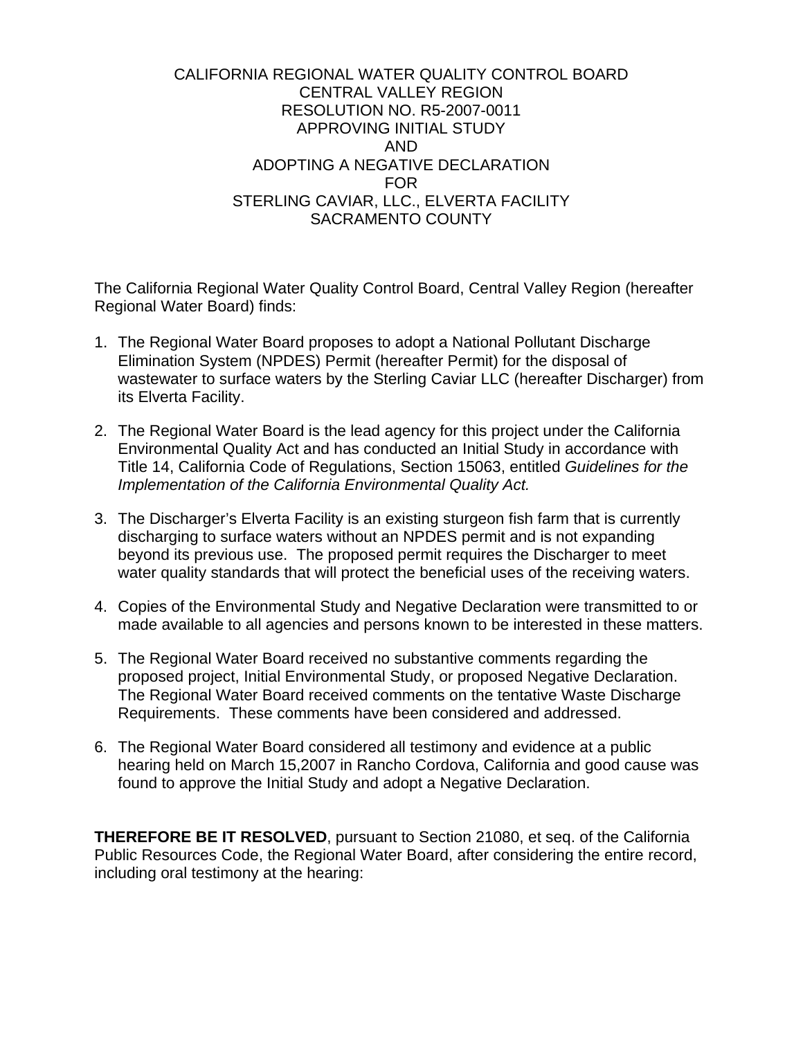# CALIFORNIA REGIONAL WATER QUALITY CONTROL BOARD
# CENTRAL VALLEY REGION
# RESOLUTION NO. R5-2007-0011
# APPROVING INITIAL STUDY
# AND
# ADOPTING A NEGATIVE DECLARATION
# FOR
# STERLING CAVIAR, LLC., ELVERTA FACILITY
# SACRAMENTO COUNTY

The California Regional Water Quality Control Board, Central Valley Region (hereafter Regional Water Board) finds:

1. The Regional Water Board proposes to adopt a National Pollutant Discharge Elimination System (NPDES) Permit (hereafter Permit) for the disposal of wastewater to surface waters by the Sterling Caviar LLC (hereafter Discharger) from its Elverta Facility.

2. The Regional Water Board is the lead agency for this project under the California Environmental Quality Act and has conducted an Initial Study in accordance with Title 14, California Code of Regulations, Section 15063, entitled *Guidelines for the Implementation of the California Environmental Quality Act.*

3. The Discharger's Elverta Facility is an existing sturgeon fish farm that is currently discharging to surface waters without an NPDES permit and is not expanding beyond its previous use. The proposed permit requires the Discharger to meet water quality standards that will protect the beneficial uses of the receiving waters.

4. Copies of the Environmental Study and Negative Declaration were transmitted to or made available to all agencies and persons known to be interested in these matters.

5. The Regional Water Board received no substantive comments regarding the proposed project, Initial Environmental Study, or proposed Negative Declaration. The Regional Water Board received comments on the tentative Waste Discharge Requirements. These comments have been considered and addressed.

6. The Regional Water Board considered all testimony and evidence at a public hearing held on March 15,2007 in Rancho Cordova, California and good cause was found to approve the Initial Study and adopt a Negative Declaration.

**THEREFORE BE IT RESOLVED**, pursuant to Section 21080, et seq. of the California Public Resources Code, the Regional Water Board, after considering the entire record, including oral testimony at the hearing: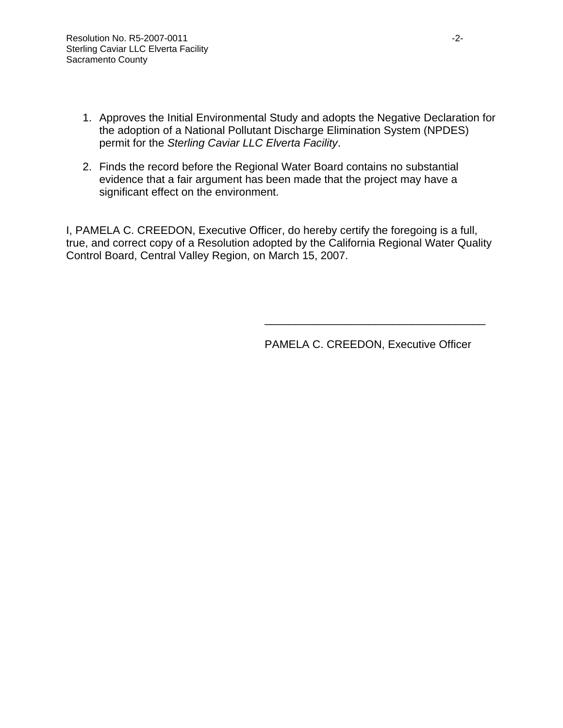1. Approves the Initial Environmental Study and adopts the Negative Declaration for the adoption of a National Pollutant Discharge Elimination System (NPDES) permit for the *Sterling Caviar LLC Elverta Facility*.

2. Finds the record before the Regional Water Board contains no substantial evidence that a fair argument has been made that the project may have a significant effect on the environment.

I, PAMELA C. CREEDON, Executive Officer, do hereby certify the foregoing is a full, true, and correct copy of a Resolution adopted by the California Regional Water Quality Control Board, Central Valley Region, on March 15, 2007.

\_\_\_\_\_\_\_\_\_\_\_\_\_\_\_\_\_\_\_\_\_\_\_\_\_\_\_\_\_\_\_\_\_\_\_\_

PAMELA C. CREEDON, Executive Officer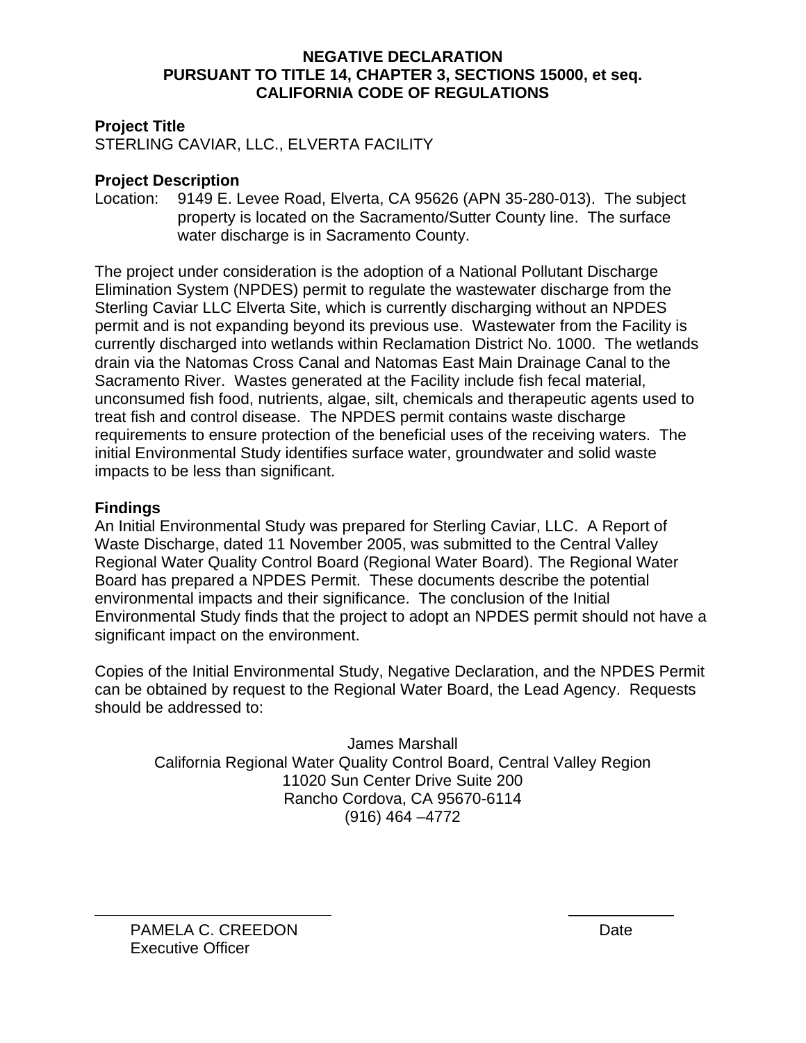**NEGATIVE DECLARATION**
**PURSUANT TO TITLE 14, CHAPTER 3, SECTIONS 15000, et seq.**
**CALIFORNIA CODE OF REGULATIONS**

**Project Title**
STERLING CAVIAR, LLC., ELVERTA FACILITY

**Project Description**
Location: 9149 E. Levee Road, Elverta, CA 95626 (APN 35-280-013). The subject property is located on the Sacramento/Sutter County line. The surface water discharge is in Sacramento County.

The project under consideration is the adoption of a National Pollutant Discharge Elimination System (NPDES) permit to regulate the wastewater discharge from the Sterling Caviar LLC Elverta Site, which is currently discharging without an NPDES permit and is not expanding beyond its previous use. Wastewater from the Facility is currently discharged into wetlands within Reclamation District No. 1000. The wetlands drain via the Natomas Cross Canal and Natomas East Main Drainage Canal to the Sacramento River. Wastes generated at the Facility include fish fecal material, unconsumed fish food, nutrients, algae, silt, chemicals and therapeutic agents used to treat fish and control disease. The NPDES permit contains waste discharge requirements to ensure protection of the beneficial uses of the receiving waters. The initial Environmental Study identifies surface water, groundwater and solid waste impacts to be less than significant.

**Findings**
An Initial Environmental Study was prepared for Sterling Caviar, LLC. A Report of Waste Discharge, dated 11 November 2005, was submitted to the Central Valley Regional Water Quality Control Board (Regional Water Board). The Regional Water Board has prepared a NPDES Permit. These documents describe the potential environmental impacts and their significance. The conclusion of the Initial Environmental Study finds that the project to adopt an NPDES permit should not have a significant impact on the environment.

Copies of the Initial Environmental Study, Negative Declaration, and the NPDES Permit can be obtained by request to the Regional Water Board, the Lead Agency. Requests should be addressed to:

James Marshall
California Regional Water Quality Control Board, Central Valley Region
11020 Sun Center Drive Suite 200
Rancho Cordova, CA 95670-6114
(916) 464 –4772

\_\_\_\_\_\_\_\_\_\_\_\_\_\_\_\_\_\_\_\_\_\_\_\_\_\_\_ \_\_\_\_\_\_\_\_\_\_\_\_
PAMELA C. CREEDON Date
Executive Officer